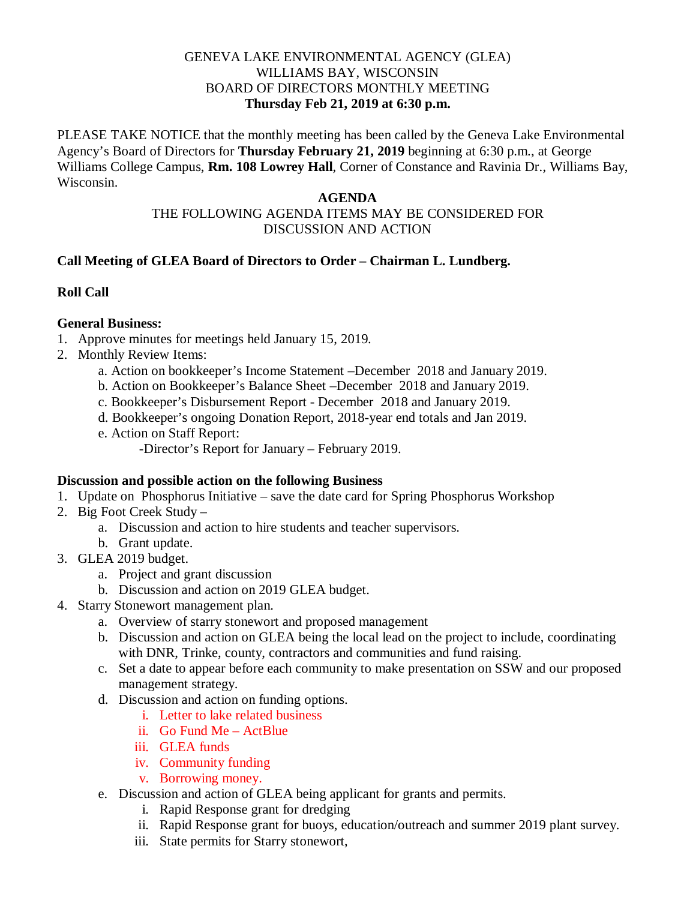GENEVA LAKE ENVIRONMENTAL AGENCY (GLEA)
WILLIAMS BAY, WISCONSIN
BOARD OF DIRECTORS MONTHLY MEETING
**Thursday Feb 21, 2019 at 6:30 p.m.**

PLEASE TAKE NOTICE that the monthly meeting has been called by the Geneva Lake Environmental Agency's Board of Directors for **Thursday February 21, 2019** beginning at 6:30 p.m., at George Williams College Campus, **Rm. 108 Lowrey Hall**, Corner of Constance and Ravinia Dr., Williams Bay, Wisconsin.

**AGENDA**
THE FOLLOWING AGENDA ITEMS MAY BE CONSIDERED FOR DISCUSSION AND ACTION

**Call Meeting of GLEA Board of Directors to Order – Chairman L. Lundberg.**

**Roll Call**

**General Business:**

1. Approve minutes for meetings held January 15, 2019.
2. Monthly Review Items:
   a. Action on bookkeeper's Income Statement –December 2018 and January 2019.
   b. Action on Bookkeeper's Balance Sheet –December 2018 and January 2019.
   c. Bookkeeper's Disbursement Report - December 2018 and January 2019.
   d. Bookkeeper's ongoing Donation Report, 2018-year end totals and Jan 2019.
   e. Action on Staff Report:
      -Director's Report for January – February 2019.

**Discussion and possible action on the following Business**

1. Update on Phosphorus Initiative – save the date card for Spring Phosphorus Workshop
2. Big Foot Creek Study –
   a. Discussion and action to hire students and teacher supervisors.
   b. Grant update.
3. GLEA 2019 budget.
   a. Project and grant discussion
   b. Discussion and action on 2019 GLEA budget.
4. Starry Stonewort management plan.
   a. Overview of starry stonewort and proposed management
   b. Discussion and action on GLEA being the local lead on the project to include, coordinating with DNR, Trinke, county, contractors and communities and fund raising.
   c. Set a date to appear before each community to make presentation on SSW and our proposed management strategy.
   d. Discussion and action on funding options.
      i. Letter to lake related business
      ii. Go Fund Me – ActBlue
      iii. GLEA funds
      iv. Community funding
      v. Borrowing money.
   e. Discussion and action of GLEA being applicant for grants and permits.
      i. Rapid Response grant for dredging
      ii. Rapid Response grant for buoys, education/outreach and summer 2019 plant survey.
      iii. State permits for Starry stonewort,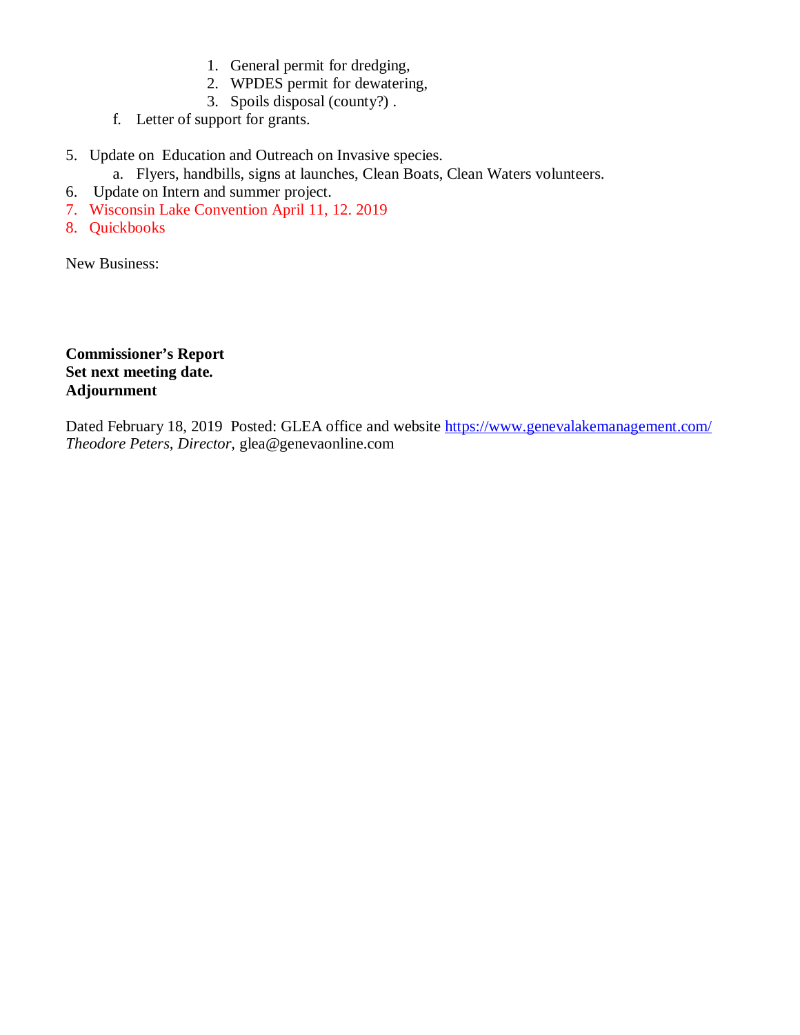1. General permit for dredging,
      2. WPDES permit for dewatering,
      3. Spoils disposal (county?) .

   f. Letter of support for grants.

5. Update on Education and Outreach on Invasive species.
   a. Flyers, handbills, signs at launches, Clean Boats, Clean Waters volunteers.
6. Update on Intern and summer project.
7. Wisconsin Lake Convention April 11, 12. 2019
8. Quickbooks

New Business:

**Commissioner's Report**
**Set next meeting date.**
**Adjournment**

Dated February 18, 2019 Posted: GLEA office and website https://www.genevalakemanagement.com/
*Theodore Peters, Director,* glea@genevaonline.com